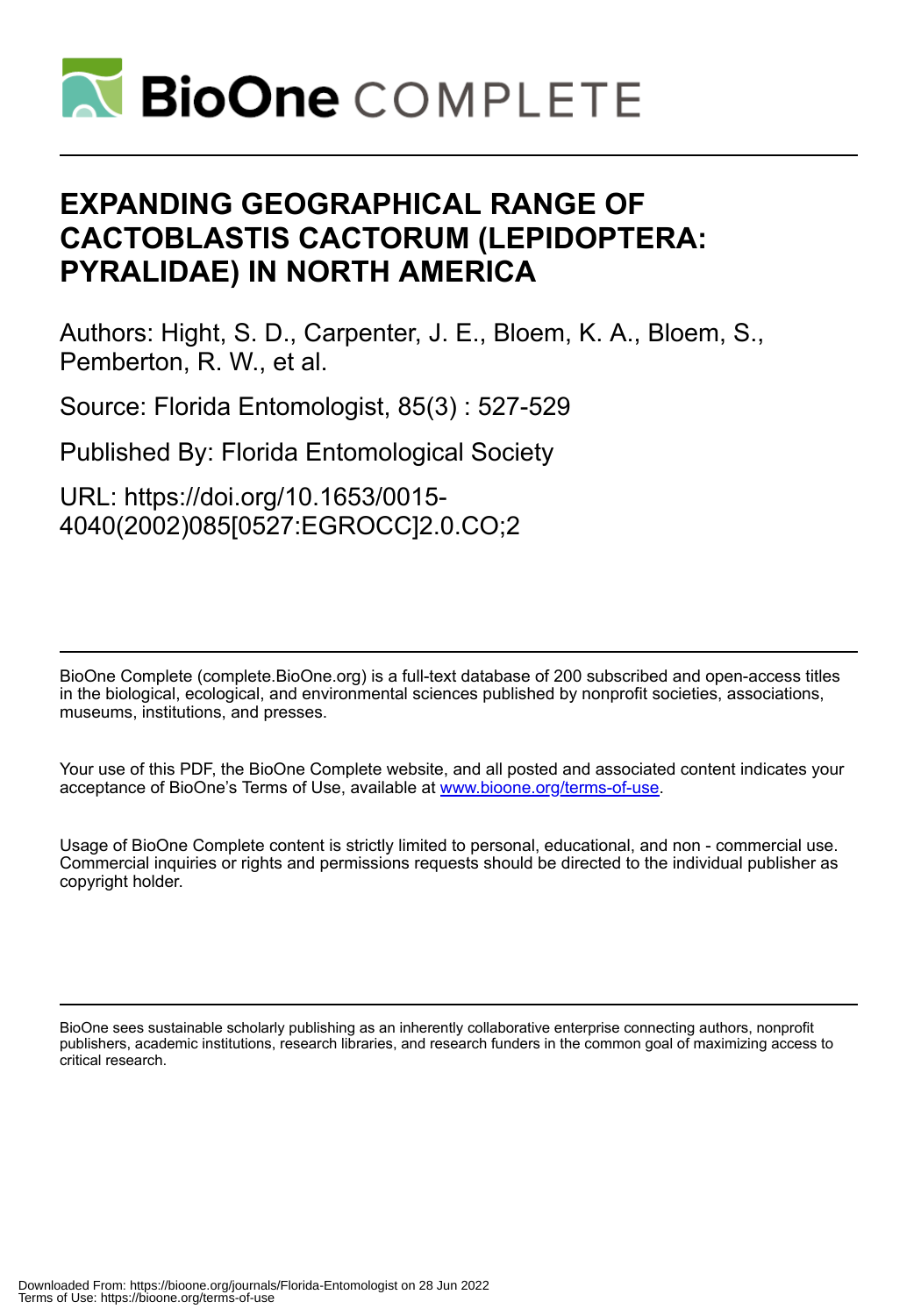# EXPANDING GEOGRAPHICAL RANGE OF CACTOBLASTIS CACTORUM (LEPIDOPTERA: PYRALIDAE) IN NORTH AMERICA

Authors: Hight, S. D., Carpenter, J. E., Bloem, K. A., Bloem, S., Pemberton, R. W., et al.

Source: Florida Entomologist, 85(3) : 527-529

Published By: Florida Entomological Society

URL: https://doi.org/10.1653/0015-4040(2002)085[0527:EGROCC]2.0.CO;2

---

BioOne Complete (complete.BioOne.org) is a full-text database of 200 subscribed and open-access titles in the biological, ecological, and environmental sciences published by nonprofit societies, associations, museums, institutions, and presses.

Your use of this PDF, the BioOne Complete website, and all posted and associated content indicates your acceptance of BioOne's Terms of Use, available at www.bioone.org/terms-of-use.

Usage of BioOne Complete content is strictly limited to personal, educational, and non - commercial use. Commercial inquiries or rights and permissions requests should be directed to the individual publisher as copyright holder.

---

BioOne sees sustainable scholarly publishing as an inherently collaborative enterprise connecting authors, nonprofit publishers, academic institutions, research libraries, and research funders in the common goal of maximizing access to critical research.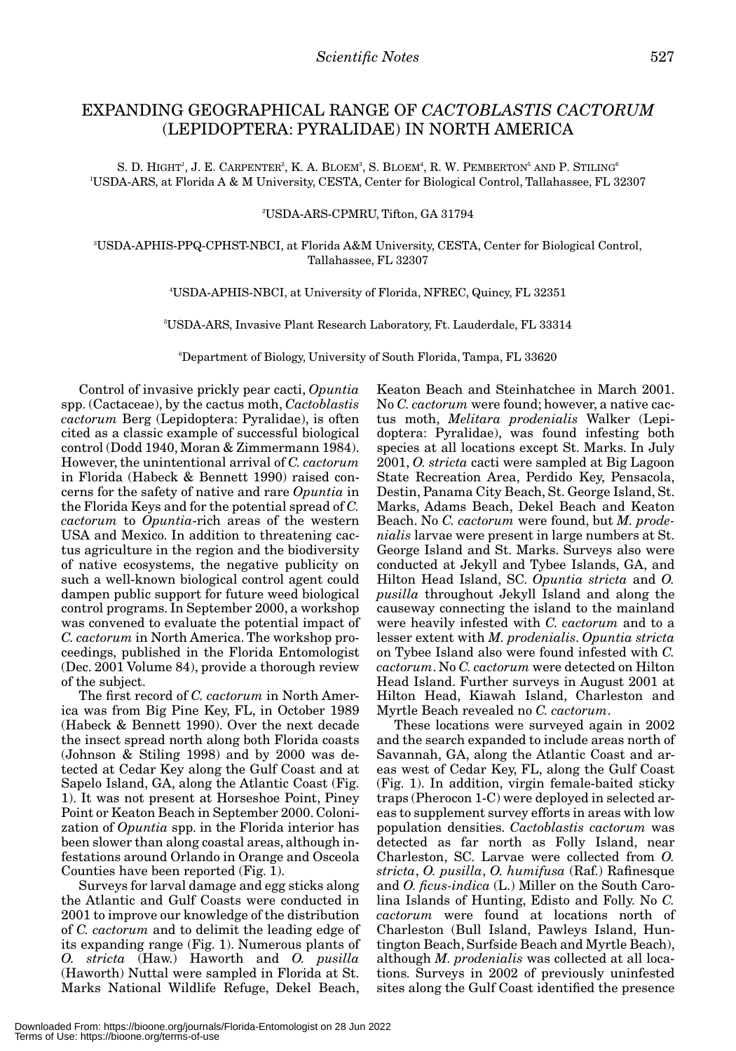# EXPANDING GEOGRAPHICAL RANGE OF *CACTOBLASTIS CACTORUM* (LEPIDOPTERA: PYRALIDAE) IN NORTH AMERICA

S. D. HIGHT[1], J. E. CARPENTER[2], K. A. BLOEM[3], S. BLOEM[4], R. W. PEMBERTON[5] AND P. STILING[6]

[1]USDA-ARS, at Florida A & M University, CESTA, Center for Biological Control, Tallahassee, FL 32307

[2]USDA-ARS-CPMRU, Tifton, GA 31794

[3]USDA-APHIS-PPQ-CPHST-NBCI, at Florida A&M University, CESTA, Center for Biological Control, Tallahassee, FL 32307

[4]USDA-APHIS-NBCI, at University of Florida, NFREC, Quincy, FL 32351

[5]USDA-ARS, Invasive Plant Research Laboratory, Ft. Lauderdale, FL 33314

[6]Department of Biology, University of South Florida, Tampa, FL 33620

Control of invasive prickly pear cacti, *Opuntia* spp. (Cactaceae), by the cactus moth, *Cactoblastis cactorum* Berg (Lepidoptera: Pyralidae), is often cited as a classic example of successful biological control (Dodd 1940, Moran & Zimmermann 1984). However, the unintentional arrival of *C. cactorum* in Florida (Habeck & Bennett 1990) raised concerns for the safety of native and rare *Opuntia* in the Florida Keys and for the potential spread of *C. cactorum* to *Opuntia*-rich areas of the western USA and Mexico. In addition to threatening cactus agriculture in the region and the biodiversity of native ecosystems, the negative publicity on such a well-known biological control agent could dampen public support for future weed biological control programs. In September 2000, a workshop was convened to evaluate the potential impact of *C. cactorum* in North America. The workshop proceedings, published in the Florida Entomologist (Dec. 2001 Volume 84), provide a thorough review of the subject.

The first record of *C. cactorum* in North America was from Big Pine Key, FL, in October 1989 (Habeck & Bennett 1990). Over the next decade the insect spread north along both Florida coasts (Johnson & Stiling 1998) and by 2000 was detected at Cedar Key along the Gulf Coast and at Sapelo Island, GA, along the Atlantic Coast (Fig. 1). It was not present at Horseshoe Point, Piney Point or Keaton Beach in September 2000. Colonization of *Opuntia* spp. in the Florida interior has been slower than along coastal areas, although infestations around Orlando in Orange and Osceola Counties have been reported (Fig. 1).

Surveys for larval damage and egg sticks along the Atlantic and Gulf Coasts were conducted in 2001 to improve our knowledge of the distribution of *C. cactorum* and to delimit the leading edge of its expanding range (Fig. 1). Numerous plants of *O. stricta* (Haw.) Haworth and *O. pusilla* (Haworth) Nuttal were sampled in Florida at St. Marks National Wildlife Refuge, Dekel Beach, Keaton Beach and Steinhatchee in March 2001. No *C. cactorum* were found; however, a native cactus moth, *Melitara prodenialis* Walker (Lepidoptera: Pyralidae), was found infesting both species at all locations except St. Marks. In July 2001, *O. stricta* cacti were sampled at Big Lagoon State Recreation Area, Perdido Key, Pensacola, Destin, Panama City Beach, St. George Island, St. Marks, Adams Beach, Dekel Beach and Keaton Beach. No *C. cactorum* were found, but *M. prodenialis* larvae were present in large numbers at St. George Island and St. Marks. Surveys also were conducted at Jekyll and Tybee Islands, GA, and Hilton Head Island, SC. *Opuntia stricta* and *O. pusilla* throughout Jekyll Island and along the causeway connecting the island to the mainland were heavily infested with *C. cactorum* and to a lesser extent with *M. prodenialis*. *Opuntia stricta* on Tybee Island also were found infested with *C. cactorum*. No *C. cactorum* were detected on Hilton Head Island. Further surveys in August 2001 at Hilton Head, Kiawah Island, Charleston and Myrtle Beach revealed no *C. cactorum*.

These locations were surveyed again in 2002 and the search expanded to include areas north of Savannah, GA, along the Atlantic Coast and areas west of Cedar Key, FL, along the Gulf Coast (Fig. 1). In addition, virgin female-baited sticky traps (Pherocon 1-C) were deployed in selected areas to supplement survey efforts in areas with low population densities. *Cactoblastis cactorum* was detected as far north as Folly Island, near Charleston, SC. Larvae were collected from *O. stricta*, *O. pusilla*, *O. humifusa* (Raf.) Rafinesque and *O. ficus-indica* (L.) Miller on the South Carolina Islands of Hunting, Edisto and Folly. No *C. cactorum* were found at locations north of Charleston (Bull Island, Pawleys Island, Huntington Beach, Surfside Beach and Myrtle Beach), although *M. prodenialis* was collected at all locations. Surveys in 2002 of previously uninfested sites along the Gulf Coast identified the presence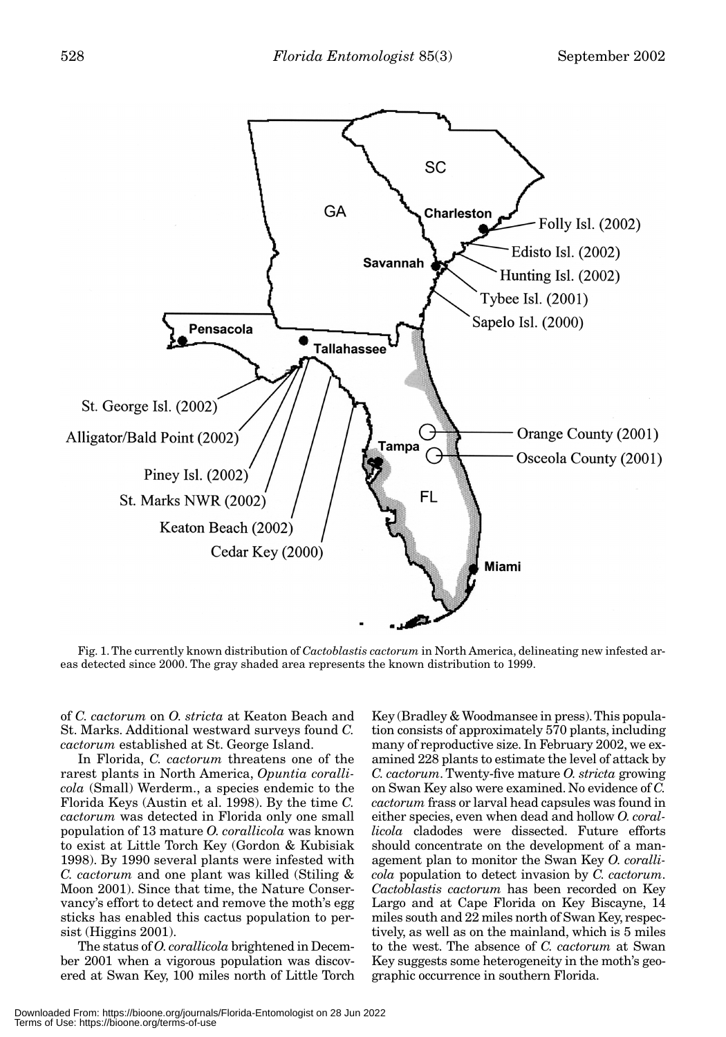Fig. 1. The currently known distribution of *Cactoblastis cactorum* in North America, delineating new infested areas detected since 2000. The gray shaded area represents the known distribution to 1999.

of *C. cactorum* on *O. stricta* at Keaton Beach and St. Marks. Additional westward surveys found *C. cactorum* established at St. George Island.

In Florida, *C. cactorum* threatens one of the rarest plants in North America, *Opuntia corallicola* (Small) Werderm., a species endemic to the Florida Keys (Austin et al. 1998). By the time *C. cactorum* was detected in Florida only one small population of 13 mature *O. corallicola* was known to exist at Little Torch Key (Gordon & Kubisiak 1998). By 1990 several plants were infested with *C. cactorum* and one plant was killed (Stiling & Moon 2001). Since that time, the Nature Conservancy's effort to detect and remove the moth's egg sticks has enabled this cactus population to persist (Higgins 2001).

The status of *O. corallicola* brightened in December 2001 when a vigorous population was discovered at Swan Key, 100 miles north of Little Torch Key (Bradley & Woodmansee in press). This population consists of approximately 570 plants, including many of reproductive size. In February 2002, we examined 228 plants to estimate the level of attack by *C. cactorum*. Twenty-five mature *O. stricta* growing on Swan Key also were examined. No evidence of *C. cactorum* frass or larval head capsules was found in either species, even when dead and hollow *O. corallicola* cladodes were dissected. Future efforts should concentrate on the development of a management plan to monitor the Swan Key *O. corallicola* population to detect invasion by *C. cactorum*. *Cactoblastis cactorum* has been recorded on Key Largo and at Cape Florida on Key Biscayne, 14 miles south and 22 miles north of Swan Key, respectively, as well as on the mainland, which is 5 miles to the west. The absence of *C. cactorum* at Swan Key suggests some heterogeneity in the moth's geographic occurrence in southern Florida.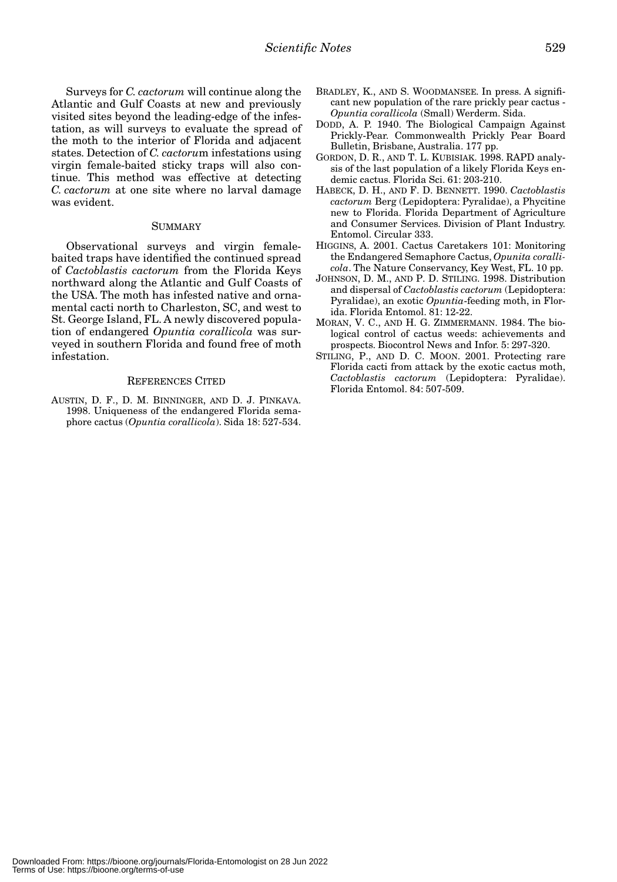Surveys for *C. cactorum* will continue along the Atlantic and Gulf Coasts at new and previously visited sites beyond the leading-edge of the infestation, as will surveys to evaluate the spread of the moth to the interior of Florida and adjacent states. Detection of *C. cactoru*m infestations using virgin female-baited sticky traps will also continue. This method was effective at detecting *C. cactorum* at one site where no larval damage was evident.

## SUMMARY

Observational surveys and virgin female-baited traps have identified the continued spread of *Cactoblastis cactorum* from the Florida Keys northward along the Atlantic and Gulf Coasts of the USA. The moth has infested native and ornamental cacti north to Charleston, SC, and west to St. George Island, FL. A newly discovered population of endangered *Opuntia corallicola* was surveyed in southern Florida and found free of moth infestation.

## REFERENCES CITED

AUSTIN, D. F., D. M. BINNINGER, AND D. J. PINKAVA. 1998. Uniqueness of the endangered Florida semaphore cactus (*Opuntia corallicola*). Sida 18: 527-534.

BRADLEY, K., AND S. WOODMANSEE. In press. A significant new population of the rare prickly pear cactus - *Opuntia corallicola* (Small) Werderm. Sida.

DODD, A. P. 1940. The Biological Campaign Against Prickly-Pear. Commonwealth Prickly Pear Board Bulletin, Brisbane, Australia. 177 pp.

GORDON, D. R., AND T. L. KUBISIAK. 1998. RAPD analysis of the last population of a likely Florida Keys endemic cactus. Florida Sci. 61: 203-210.

HABECK, D. H., AND F. D. BENNETT. 1990. *Cactoblastis cactorum* Berg (Lepidoptera: Pyralidae), a Phycitine new to Florida. Florida Department of Agriculture and Consumer Services. Division of Plant Industry. Entomol. Circular 333.

HIGGINS, A. 2001. Cactus Caretakers 101: Monitoring the Endangered Semaphore Cactus, *Opunita corallicola*. The Nature Conservancy, Key West, FL. 10 pp.

JOHNSON, D. M., AND P. D. STILING. 1998. Distribution and dispersal of *Cactoblastis cactorum* (Lepidoptera: Pyralidae), an exotic *Opuntia*-feeding moth, in Florida. Florida Entomol. 81: 12-22.

MORAN, V. C., AND H. G. ZIMMERMANN. 1984. The biological control of cactus weeds: achievements and prospects. Biocontrol News and Infor. 5: 297-320.

STILING, P., AND D. C. MOON. 2001. Protecting rare Florida cacti from attack by the exotic cactus moth, *Cactoblastis cactorum* (Lepidoptera: Pyralidae). Florida Entomol. 84: 507-509.